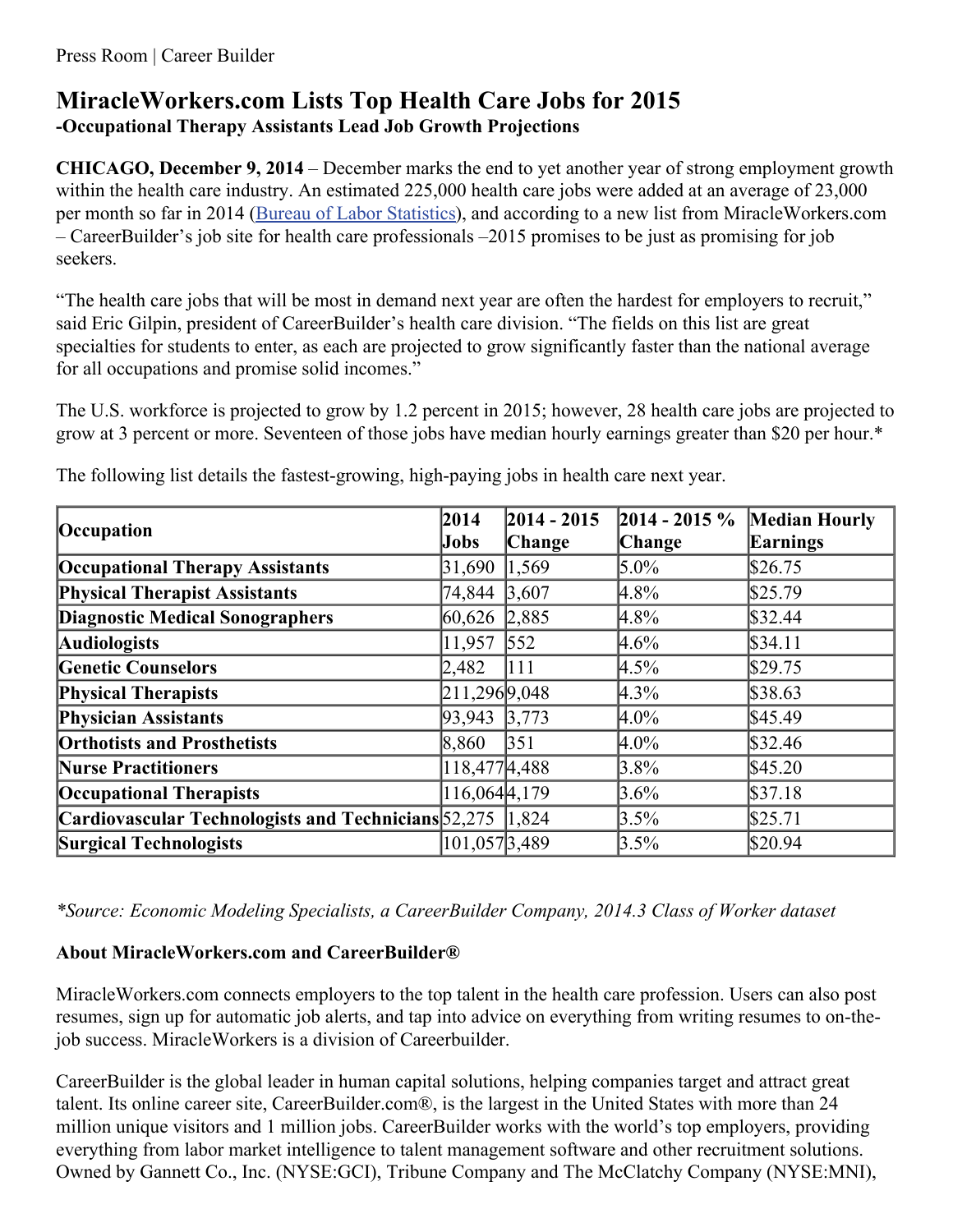Press Room | Career Builder

# MiracleWorkers.com Lists Top Health Care Jobs for 2015

## -Occupational Therapy Assistants Lead Job Growth Projections

**CHICAGO, December 9, 2014** – December marks the end to yet another year of strong employment growth within the health care industry. An estimated 225,000 health care jobs were added at an average of 23,000 per month so far in 2014 ([Bureau of Labor Statistics](#)), and according to a new list from MiracleWorkers.com – CareerBuilder's job site for health care professionals –2015 promises to be just as promising for job seekers.

"The health care jobs that will be most in demand next year are often the hardest for employers to recruit," said Eric Gilpin, president of CareerBuilder's health care division. "The fields on this list are great specialties for students to enter, as each are projected to grow significantly faster than the national average for all occupations and promise solid incomes."

The U.S. workforce is projected to grow by 1.2 percent in 2015; however, 28 health care jobs are projected to grow at 3 percent or more. Seventeen of those jobs have median hourly earnings greater than $20 per hour.*

The following list details the fastest-growing, high-paying jobs in health care next year.

| Occupation | 2014 Jobs | 2014 - 2015 Change | 2014 - 2015 % Change | Median Hourly Earnings |
|---|---|---|---|---|
| **Occupational Therapy Assistants** | 31,690 | 1,569 | 5.0% | $26.75 |
| **Physical Therapist Assistants** | 74,844 | 3,607 | 4.8% | $25.79 |
| **Diagnostic Medical Sonographers** | 60,626 | 2,885 | 4.8% | $32.44 |
| **Audiologists** | 11,957 | 552 | 4.6% | $34.11 |
| **Genetic Counselors** | 2,482 | 111 | 4.5% | $29.75 |
| **Physical Therapists** | 211,296 | 9,048 | 4.3% | $38.63 |
| **Physician Assistants** | 93,943 | 3,773 | 4.0% | $45.49 |
| **Orthotists and Prosthetists** | 8,860 | 351 | 4.0% | $32.46 |
| **Nurse Practitioners** | 118,477 | 4,488 | 3.8% | $45.20 |
| **Occupational Therapists** | 116,064 | 4,179 | 3.6% | $37.18 |
| **Cardiovascular Technologists and Technicians** | 52,275 | 1,824 | 3.5% | $25.71 |
| **Surgical Technologists** | 101,057 | 3,489 | 3.5% | $20.94 |

*\*Source: Economic Modeling Specialists, a CareerBuilder Company, 2014.3 Class of Worker dataset*

### About MiracleWorkers.com and CareerBuilder®

MiracleWorkers.com connects employers to the top talent in the health care profession. Users can also post resumes, sign up for automatic job alerts, and tap into advice on everything from writing resumes to on-the-job success. MiracleWorkers is a division of Careerbuilder.

CareerBuilder is the global leader in human capital solutions, helping companies target and attract great talent. Its online career site, CareerBuilder.com®, is the largest in the United States with more than 24 million unique visitors and 1 million jobs. CareerBuilder works with the world's top employers, providing everything from labor market intelligence to talent management software and other recruitment solutions. Owned by Gannett Co., Inc. (NYSE:GCI), Tribune Company and The McClatchy Company (NYSE:MNI),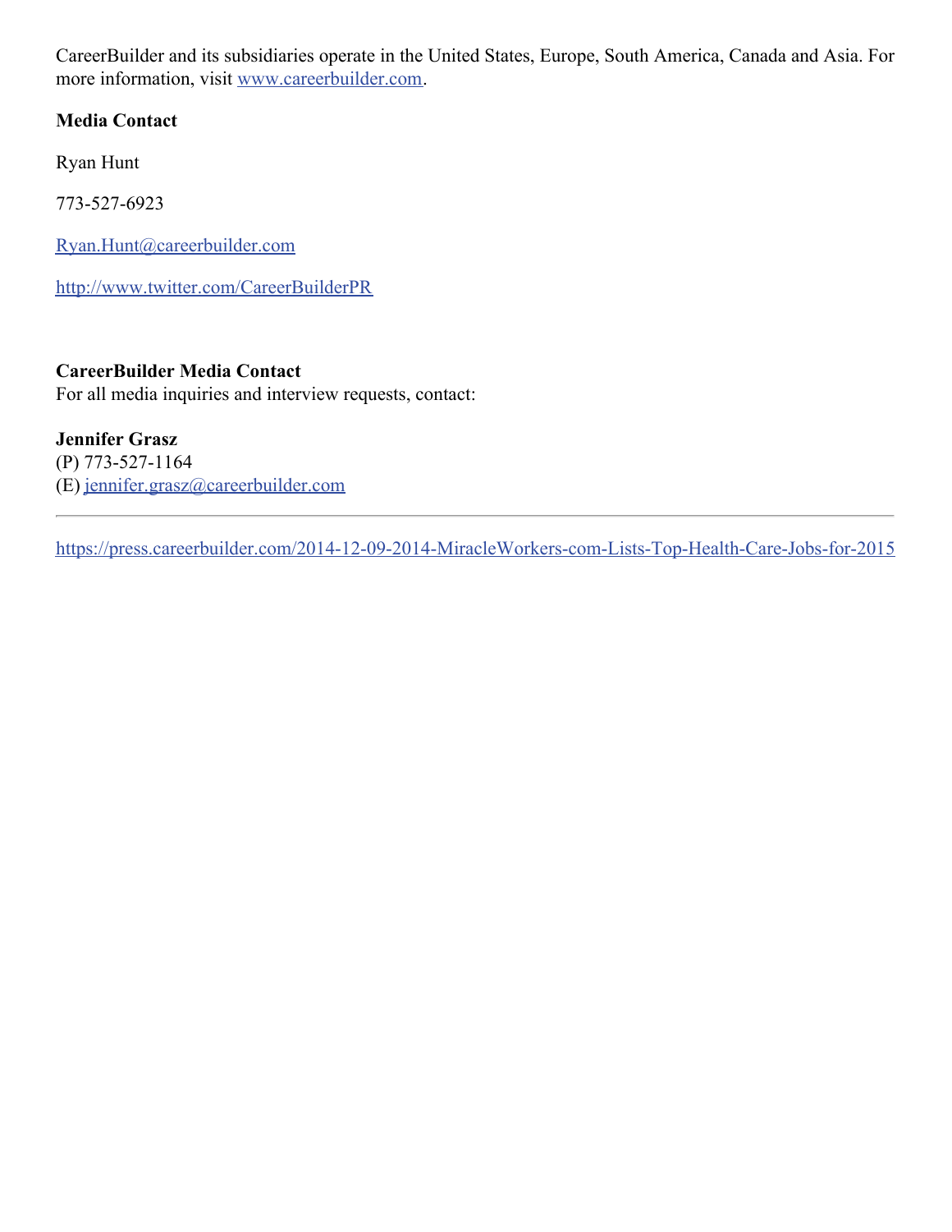CareerBuilder and its subsidiaries operate in the United States, Europe, South America, Canada and Asia. For more information, visit www.careerbuilder.com.

**Media Contact**

Ryan Hunt

773-527-6923

Ryan.Hunt@careerbuilder.com

http://www.twitter.com/CareerBuilderPR

**CareerBuilder Media Contact**
For all media inquiries and interview requests, contact:

**Jennifer Grasz**
(P) 773-527-1164
(E) jennifer.grasz@careerbuilder.com

---

https://press.careerbuilder.com/2014-12-09-2014-MiracleWorkers-com-Lists-Top-Health-Care-Jobs-for-2015